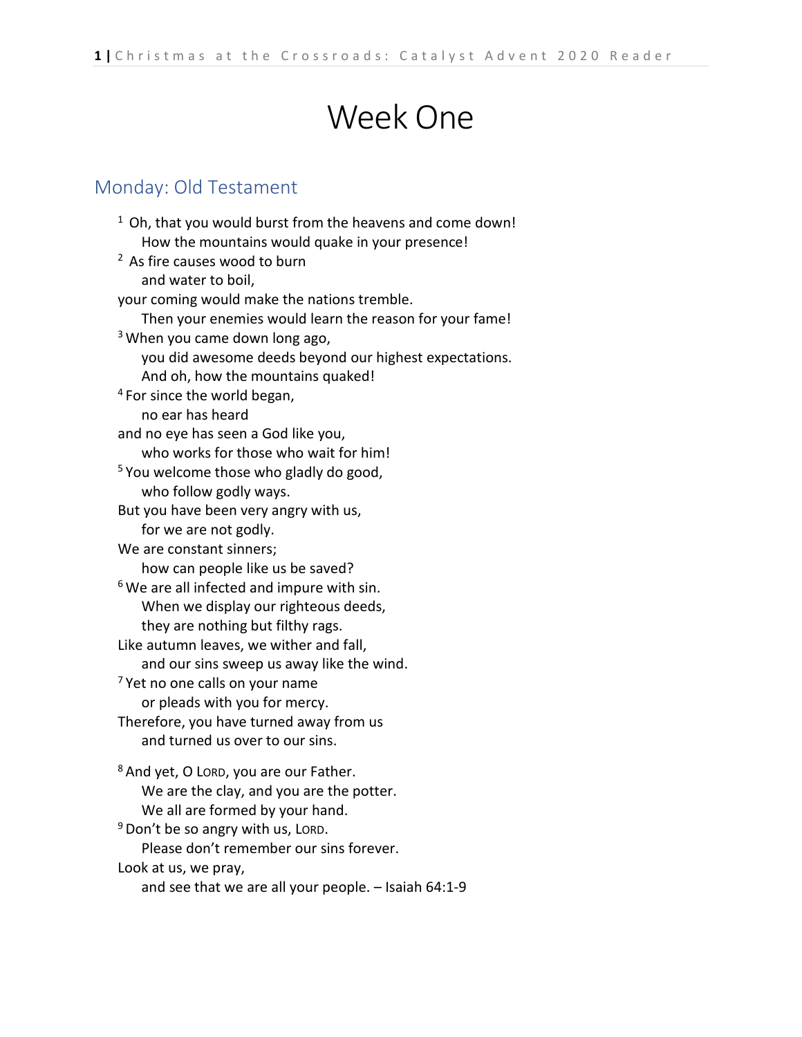# Week One

## Monday: Old Testament

[1] Oh, that you would burst from the heavens and come down!
How the mountains would quake in your presence!
[2] As fire causes wood to burn
and water to boil,
your coming would make the nations tremble.
Then your enemies would learn the reason for your fame!
[3] When you came down long ago,
you did awesome deeds beyond our highest expectations.
And oh, how the mountains quaked!
[4] For since the world began,
no ear has heard
and no eye has seen a God like you,
who works for those who wait for him!
[5] You welcome those who gladly do good,
who follow godly ways.
But you have been very angry with us,
for we are not godly.
We are constant sinners;
how can people like us be saved?
[6] We are all infected and impure with sin.
When we display our righteous deeds,
they are nothing but filthy rags.
Like autumn leaves, we wither and fall,
and our sins sweep us away like the wind.
[7] Yet no one calls on your name
or pleads with you for mercy.
Therefore, you have turned away from us
and turned us over to our sins.

[8] And yet, O LORD, you are our Father.
We are the clay, and you are the potter.
We all are formed by your hand.
[9] Don't be so angry with us, LORD.
Please don't remember our sins forever.
Look at us, we pray,
and see that we are all your people. – Isaiah 64:1-9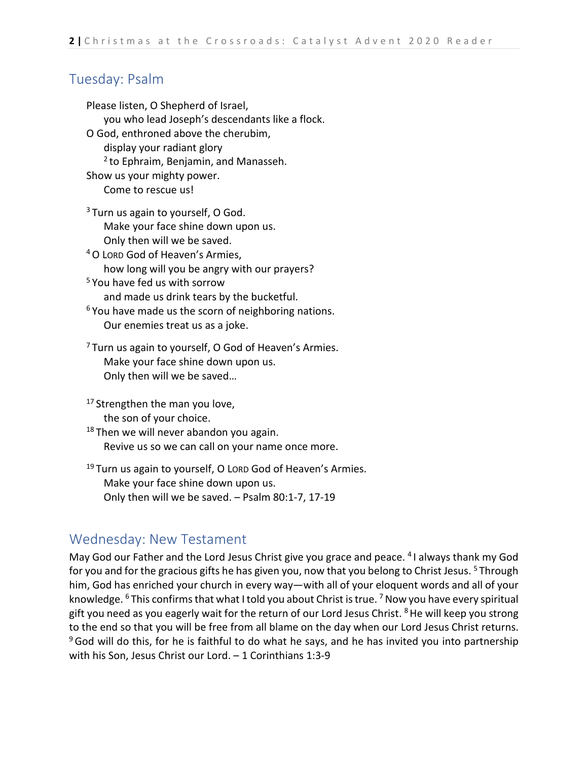## Tuesday: Psalm

Please listen, O Shepherd of Israel,
    you who lead Joseph's descendants like a flock.
O God, enthroned above the cherubim,
    display your radiant glory
    [2] to Ephraim, Benjamin, and Manasseh.
Show us your mighty power.
    Come to rescue us!

[3] Turn us again to yourself, O God.
    Make your face shine down upon us.
    Only then will we be saved.
[4] O LORD God of Heaven's Armies,
    how long will you be angry with our prayers?
[5] You have fed us with sorrow
    and made us drink tears by the bucketful.
[6] You have made us the scorn of neighboring nations.
    Our enemies treat us as a joke.

[7] Turn us again to yourself, O God of Heaven's Armies.
    Make your face shine down upon us.
    Only then will we be saved…

[17] Strengthen the man you love,
    the son of your choice.
[18] Then we will never abandon you again.
    Revive us so we can call on your name once more.

[19] Turn us again to yourself, O LORD God of Heaven's Armies.
    Make your face shine down upon us.
    Only then will we be saved. – Psalm 80:1-7, 17-19

## Wednesday: New Testament

May God our Father and the Lord Jesus Christ give you grace and peace. [4] I always thank my God for you and for the gracious gifts he has given you, now that you belong to Christ Jesus. [5] Through him, God has enriched your church in every way—with all of your eloquent words and all of your knowledge. [6] This confirms that what I told you about Christ is true. [7] Now you have every spiritual gift you need as you eagerly wait for the return of our Lord Jesus Christ. [8] He will keep you strong to the end so that you will be free from all blame on the day when our Lord Jesus Christ returns. [9] God will do this, for he is faithful to do what he says, and he has invited you into partnership with his Son, Jesus Christ our Lord. – 1 Corinthians 1:3-9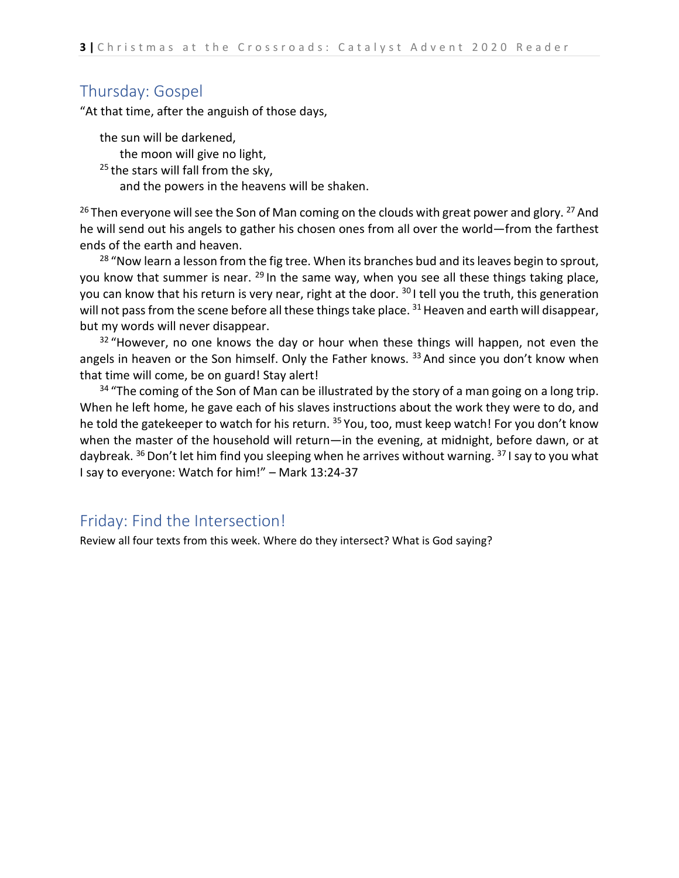## Thursday: Gospel

"At that time, after the anguish of those days,

> the sun will be darkened,
> the moon will give no light,
> [25] the stars will fall from the sky,
> and the powers in the heavens will be shaken.

[26] Then everyone will see the Son of Man coming on the clouds with great power and glory. [27] And he will send out his angels to gather his chosen ones from all over the world—from the farthest ends of the earth and heaven.

[28] "Now learn a lesson from the fig tree. When its branches bud and its leaves begin to sprout, you know that summer is near. [29] In the same way, when you see all these things taking place, you can know that his return is very near, right at the door. [30] I tell you the truth, this generation will not pass from the scene before all these things take place. [31] Heaven and earth will disappear, but my words will never disappear.

[32] "However, no one knows the day or hour when these things will happen, not even the angels in heaven or the Son himself. Only the Father knows. [33] And since you don't know when that time will come, be on guard! Stay alert!

[34] "The coming of the Son of Man can be illustrated by the story of a man going on a long trip. When he left home, he gave each of his slaves instructions about the work they were to do, and he told the gatekeeper to watch for his return. [35] You, too, must keep watch! For you don't know when the master of the household will return—in the evening, at midnight, before dawn, or at daybreak. [36] Don't let him find you sleeping when he arrives without warning. [37] I say to you what I say to everyone: Watch for him!" – Mark 13:24-37

## Friday: Find the Intersection!

Review all four texts from this week. Where do they intersect? What is God saying?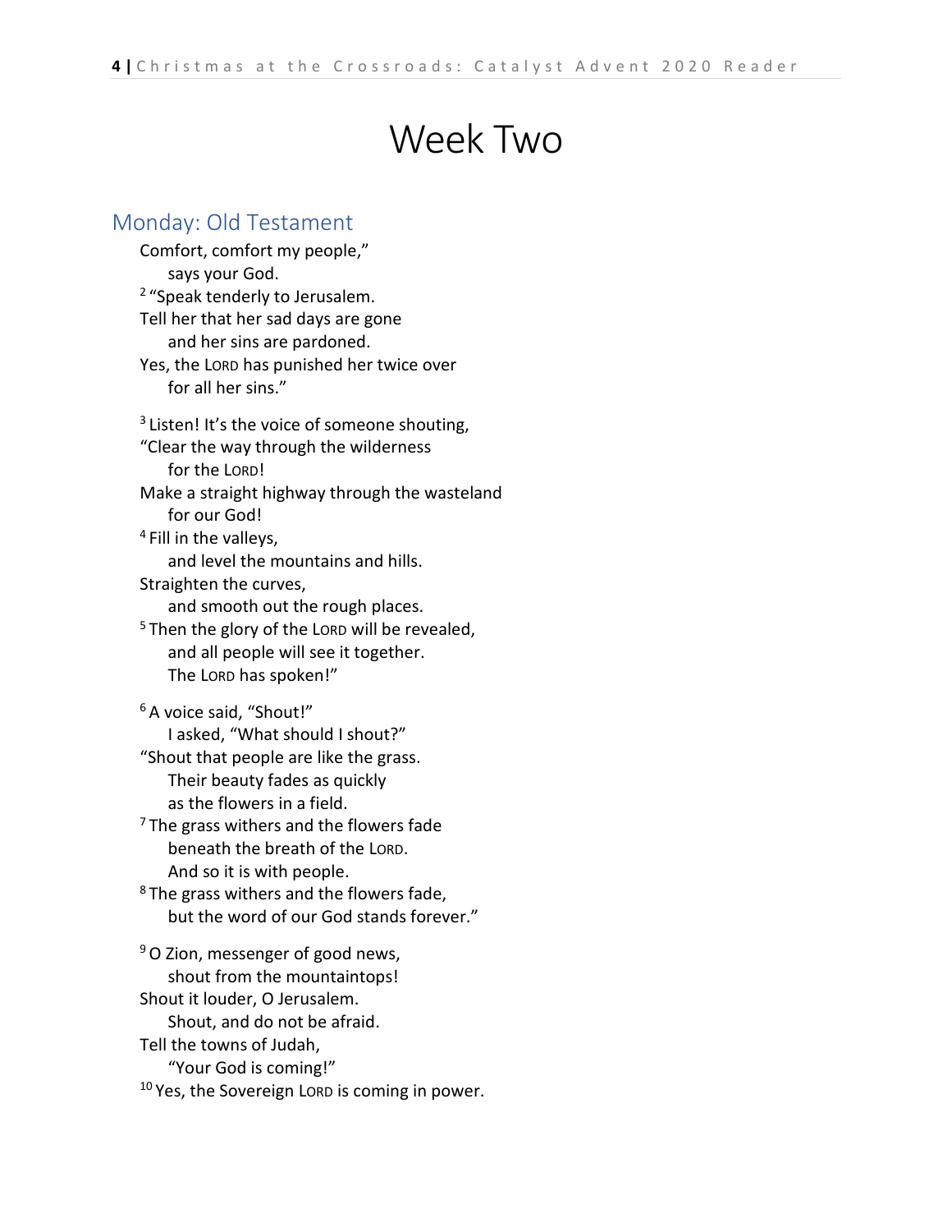# Week Two

## Monday: Old Testament

Comfort, comfort my people,"
    says your God.
[2] "Speak tenderly to Jerusalem.
Tell her that her sad days are gone
    and her sins are pardoned.
Yes, the LORD has punished her twice over
    for all her sins."

[3] Listen! It's the voice of someone shouting,
"Clear the way through the wilderness
    for the LORD!
Make a straight highway through the wasteland
    for our God!
[4] Fill in the valleys,
    and level the mountains and hills.
Straighten the curves,
    and smooth out the rough places.
[5] Then the glory of the LORD will be revealed,
    and all people will see it together.
    The LORD has spoken!"

[6] A voice said, "Shout!"
    I asked, "What should I shout?"
"Shout that people are like the grass.
    Their beauty fades as quickly
    as the flowers in a field.
[7] The grass withers and the flowers fade
    beneath the breath of the LORD.
    And so it is with people.
[8] The grass withers and the flowers fade,
    but the word of our God stands forever."

[9] O Zion, messenger of good news,
    shout from the mountaintops!
Shout it louder, O Jerusalem.
    Shout, and do not be afraid.
Tell the towns of Judah,
    "Your God is coming!"
[10] Yes, the Sovereign LORD is coming in power.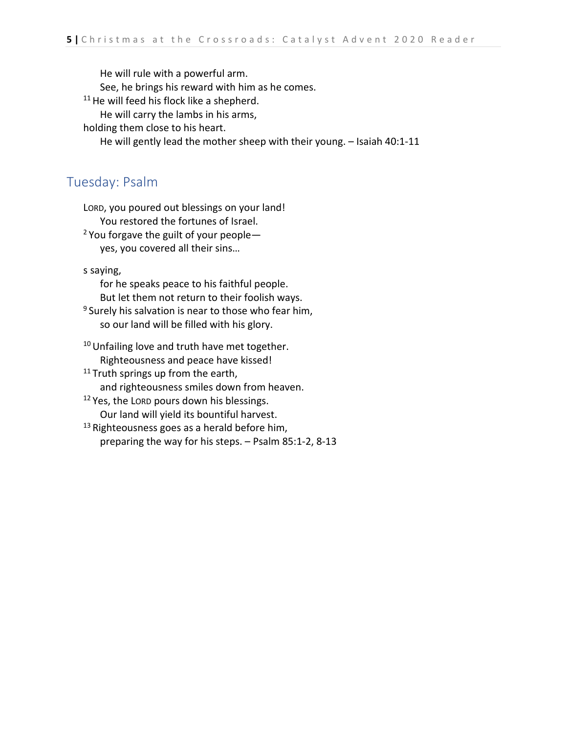He will rule with a powerful arm.
See, he brings his reward with him as he comes.
[11] He will feed his flock like a shepherd.
He will carry the lambs in his arms,
holding them close to his heart.
He will gently lead the mother sheep with their young. – Isaiah 40:1-11

## Tuesday: Psalm

LORD, you poured out blessings on your land!
You restored the fortunes of Israel.
[2] You forgave the guilt of your people—
yes, you covered all their sins…

s saying,
for he speaks peace to his faithful people.
But let them not return to their foolish ways.
[9] Surely his salvation is near to those who fear him,
so our land will be filled with his glory.

[10] Unfailing love and truth have met together.
Righteousness and peace have kissed!
[11] Truth springs up from the earth,
and righteousness smiles down from heaven.
[12] Yes, the LORD pours down his blessings.
Our land will yield its bountiful harvest.
[13] Righteousness goes as a herald before him,
preparing the way for his steps. – Psalm 85:1-2, 8-13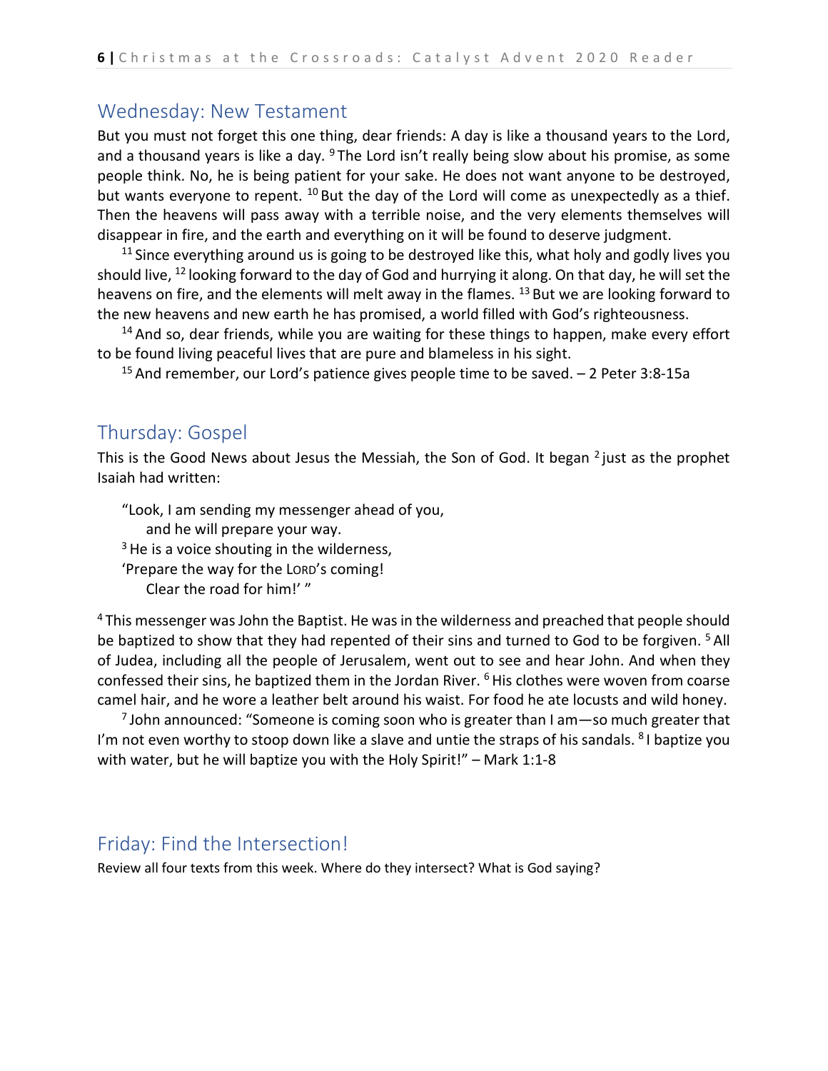## Wednesday: New Testament

But you must not forget this one thing, dear friends: A day is like a thousand years to the Lord, and a thousand years is like a day. [9] The Lord isn't really being slow about his promise, as some people think. No, he is being patient for your sake. He does not want anyone to be destroyed, but wants everyone to repent. [10] But the day of the Lord will come as unexpectedly as a thief. Then the heavens will pass away with a terrible noise, and the very elements themselves will disappear in fire, and the earth and everything on it will be found to deserve judgment.

[11] Since everything around us is going to be destroyed like this, what holy and godly lives you should live, [12] looking forward to the day of God and hurrying it along. On that day, he will set the heavens on fire, and the elements will melt away in the flames. [13] But we are looking forward to the new heavens and new earth he has promised, a world filled with God's righteousness.

[14] And so, dear friends, while you are waiting for these things to happen, make every effort to be found living peaceful lives that are pure and blameless in his sight.

[15] And remember, our Lord's patience gives people time to be saved. – 2 Peter 3:8-15a

## Thursday: Gospel

This is the Good News about Jesus the Messiah, the Son of God. It began [2] just as the prophet Isaiah had written:

"Look, I am sending my messenger ahead of you,
  and he will prepare your way.
[3] He is a voice shouting in the wilderness,
'Prepare the way for the LORD's coming!
  Clear the road for him!' "

[4] This messenger was John the Baptist. He was in the wilderness and preached that people should be baptized to show that they had repented of their sins and turned to God to be forgiven. [5] All of Judea, including all the people of Jerusalem, went out to see and hear John. And when they confessed their sins, he baptized them in the Jordan River. [6] His clothes were woven from coarse camel hair, and he wore a leather belt around his waist. For food he ate locusts and wild honey.

[7] John announced: "Someone is coming soon who is greater than I am—so much greater that I'm not even worthy to stoop down like a slave and untie the straps of his sandals. [8] I baptize you with water, but he will baptize you with the Holy Spirit!" – Mark 1:1-8

## Friday: Find the Intersection!

Review all four texts from this week. Where do they intersect? What is God saying?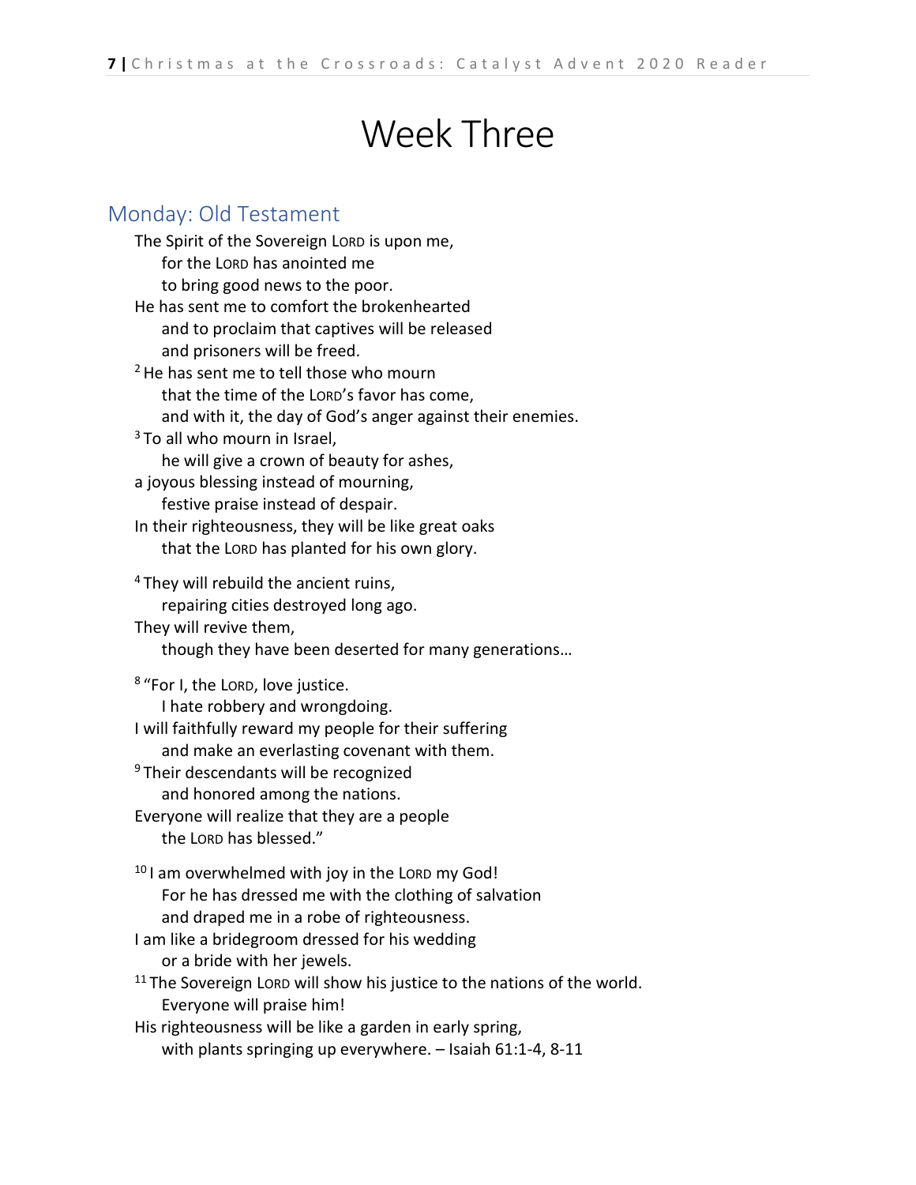# Week Three

## Monday: Old Testament

The Spirit of the Sovereign LORD is upon me,
  for the LORD has anointed me
  to bring good news to the poor.
He has sent me to comfort the brokenhearted
  and to proclaim that captives will be released
  and prisoners will be freed.
[2] He has sent me to tell those who mourn
  that the time of the LORD's favor has come,
  and with it, the day of God's anger against their enemies.
[3] To all who mourn in Israel,
  he will give a crown of beauty for ashes,
a joyous blessing instead of mourning,
  festive praise instead of despair.
In their righteousness, they will be like great oaks
  that the LORD has planted for his own glory.

[4] They will rebuild the ancient ruins,
  repairing cities destroyed long ago.
They will revive them,
  though they have been deserted for many generations…

[8] "For I, the LORD, love justice.
  I hate robbery and wrongdoing.
I will faithfully reward my people for their suffering
  and make an everlasting covenant with them.
[9] Their descendants will be recognized
  and honored among the nations.
Everyone will realize that they are a people
  the LORD has blessed."

[10] I am overwhelmed with joy in the LORD my God!
  For he has dressed me with the clothing of salvation
  and draped me in a robe of righteousness.
I am like a bridegroom dressed for his wedding
  or a bride with her jewels.
[11] The Sovereign LORD will show his justice to the nations of the world.
  Everyone will praise him!
His righteousness will be like a garden in early spring,
  with plants springing up everywhere. – Isaiah 61:1-4, 8-11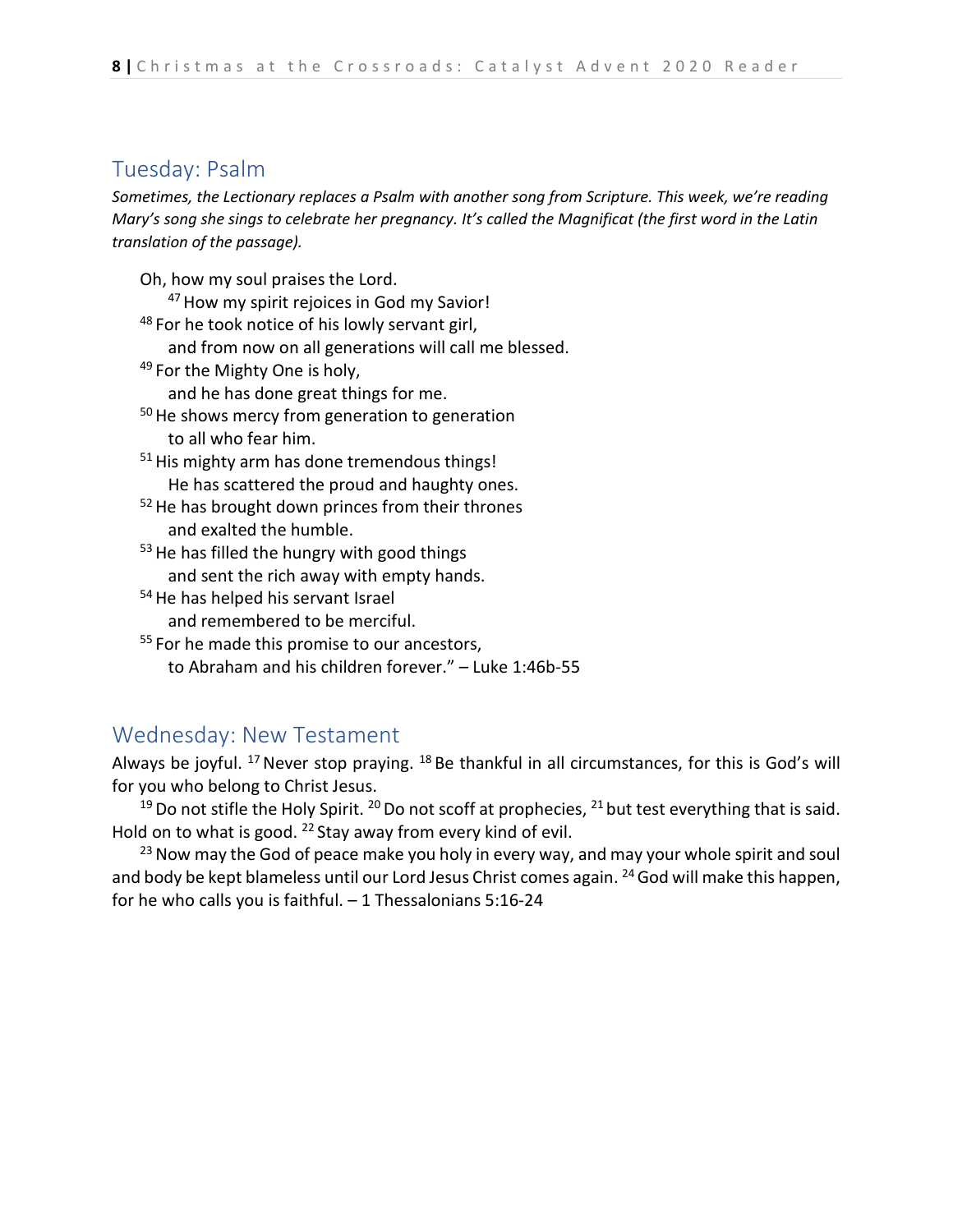## Tuesday: Psalm

*Sometimes, the Lectionary replaces a Psalm with another song from Scripture. This week, we're reading Mary's song she sings to celebrate her pregnancy. It's called the Magnificat (the first word in the Latin translation of the passage).*

Oh, how my soul praises the Lord.
  [47] How my spirit rejoices in God my Savior!
[48] For he took notice of his lowly servant girl,
  and from now on all generations will call me blessed.
[49] For the Mighty One is holy,
  and he has done great things for me.
[50] He shows mercy from generation to generation
  to all who fear him.
[51] His mighty arm has done tremendous things!
  He has scattered the proud and haughty ones.
[52] He has brought down princes from their thrones
  and exalted the humble.
[53] He has filled the hungry with good things
  and sent the rich away with empty hands.
[54] He has helped his servant Israel
  and remembered to be merciful.
[55] For he made this promise to our ancestors,
  to Abraham and his children forever." – Luke 1:46b-55

## Wednesday: New Testament

Always be joyful. [17] Never stop praying. [18] Be thankful in all circumstances, for this is God's will for you who belong to Christ Jesus.

[19] Do not stifle the Holy Spirit. [20] Do not scoff at prophecies, [21] but test everything that is said. Hold on to what is good. [22] Stay away from every kind of evil.

[23] Now may the God of peace make you holy in every way, and may your whole spirit and soul and body be kept blameless until our Lord Jesus Christ comes again. [24] God will make this happen, for he who calls you is faithful. – 1 Thessalonians 5:16-24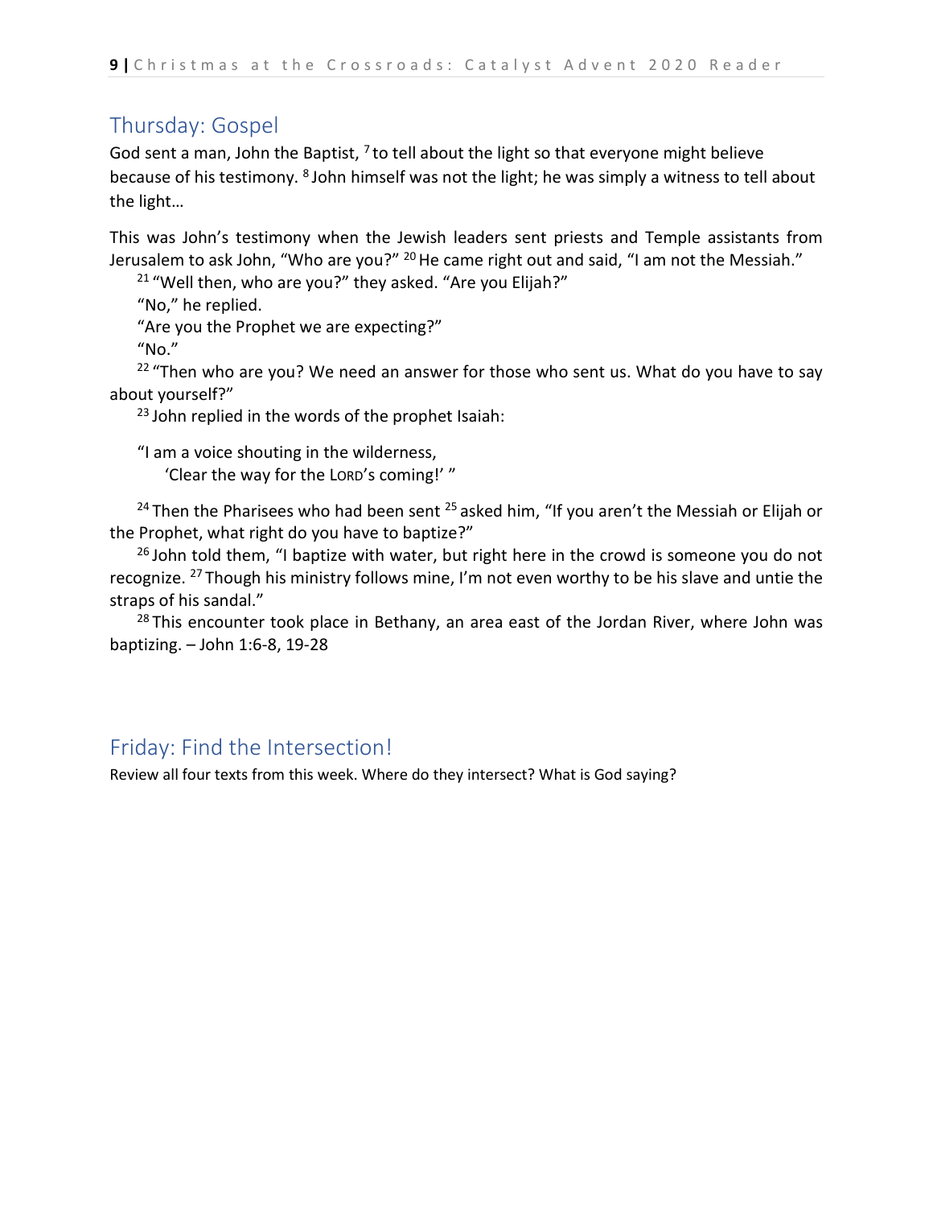## Thursday: Gospel

God sent a man, John the Baptist, [7] to tell about the light so that everyone might believe because of his testimony. [8] John himself was not the light; he was simply a witness to tell about the light…

This was John's testimony when the Jewish leaders sent priests and Temple assistants from Jerusalem to ask John, "Who are you?" [20] He came right out and said, "I am not the Messiah."

[21] "Well then, who are you?" they asked. "Are you Elijah?"

"No," he replied.

"Are you the Prophet we are expecting?"

"No."

[22] "Then who are you? We need an answer for those who sent us. What do you have to say about yourself?"

[23] John replied in the words of the prophet Isaiah:

"I am a voice shouting in the wilderness,
'Clear the way for the LORD's coming!' "

[24] Then the Pharisees who had been sent [25] asked him, "If you aren't the Messiah or Elijah or the Prophet, what right do you have to baptize?"

[26] John told them, "I baptize with water, but right here in the crowd is someone you do not recognize. [27] Though his ministry follows mine, I'm not even worthy to be his slave and untie the straps of his sandal."

[28] This encounter took place in Bethany, an area east of the Jordan River, where John was baptizing. – John 1:6-8, 19-28

## Friday: Find the Intersection!

Review all four texts from this week. Where do they intersect? What is God saying?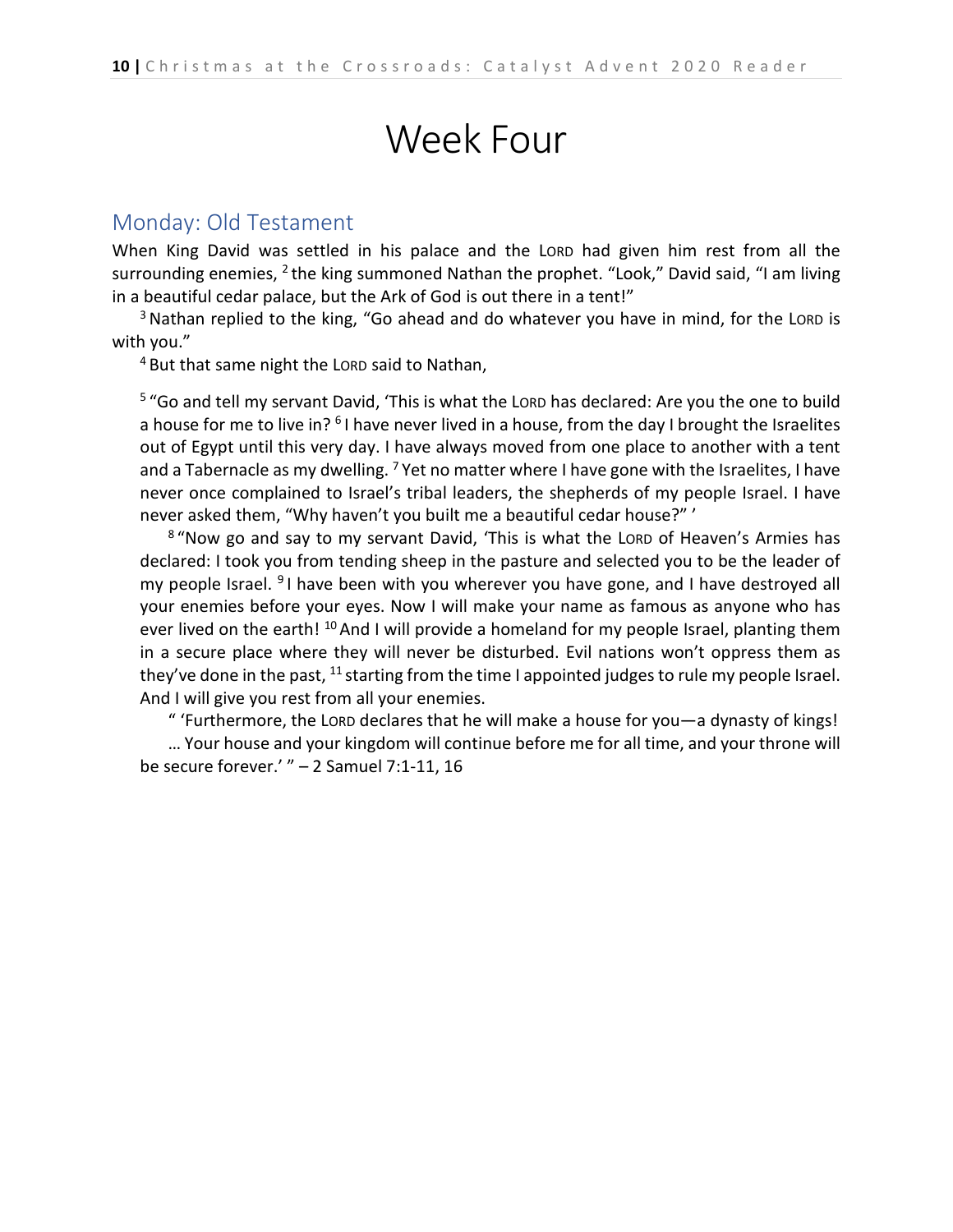# Week Four

## Monday: Old Testament

When King David was settled in his palace and the LORD had given him rest from all the surrounding enemies, [2] the king summoned Nathan the prophet. "Look," David said, "I am living in a beautiful cedar palace, but the Ark of God is out there in a tent!"

[3] Nathan replied to the king, "Go ahead and do whatever you have in mind, for the LORD is with you."

[4] But that same night the LORD said to Nathan,

> [5] "Go and tell my servant David, 'This is what the LORD has declared: Are you the one to build a house for me to live in? [6] I have never lived in a house, from the day I brought the Israelites out of Egypt until this very day. I have always moved from one place to another with a tent and a Tabernacle as my dwelling. [7] Yet no matter where I have gone with the Israelites, I have never once complained to Israel's tribal leaders, the shepherds of my people Israel. I have never asked them, "Why haven't you built me a beautiful cedar house?" '
>
> [8] "Now go and say to my servant David, 'This is what the LORD of Heaven's Armies has declared: I took you from tending sheep in the pasture and selected you to be the leader of my people Israel. [9] I have been with you wherever you have gone, and I have destroyed all your enemies before your eyes. Now I will make your name as famous as anyone who has ever lived on the earth! [10] And I will provide a homeland for my people Israel, planting them in a secure place where they will never be disturbed. Evil nations won't oppress them as they've done in the past, [11] starting from the time I appointed judges to rule my people Israel. And I will give you rest from all your enemies.
>
> " 'Furthermore, the LORD declares that he will make a house for you—a dynasty of kings!
>
> … Your house and your kingdom will continue before me for all time, and your throne will be secure forever.' " – 2 Samuel 7:1-11, 16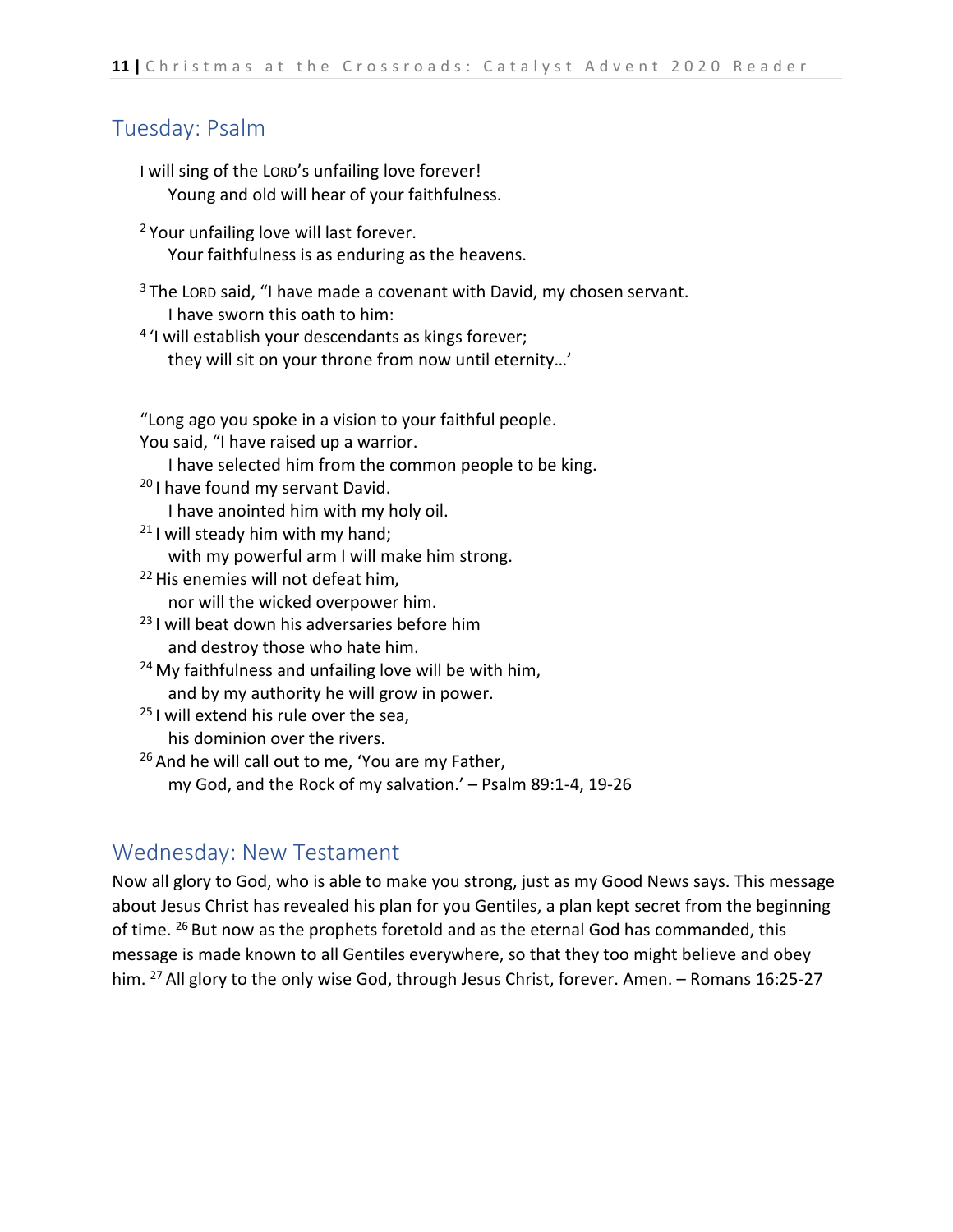## Tuesday: Psalm

I will sing of the LORD's unfailing love forever!
Young and old will hear of your faithfulness.

[2] Your unfailing love will last forever.
Your faithfulness is as enduring as the heavens.

[3] The LORD said, "I have made a covenant with David, my chosen servant.
I have sworn this oath to him:
[4] 'I will establish your descendants as kings forever;
they will sit on your throne from now until eternity…'

"Long ago you spoke in a vision to your faithful people.
You said, "I have raised up a warrior.
I have selected him from the common people to be king.
[20] I have found my servant David.
I have anointed him with my holy oil.
[21] I will steady him with my hand;
with my powerful arm I will make him strong.
[22] His enemies will not defeat him,
nor will the wicked overpower him.
[23] I will beat down his adversaries before him
and destroy those who hate him.
[24] My faithfulness and unfailing love will be with him,
and by my authority he will grow in power.
[25] I will extend his rule over the sea,
his dominion over the rivers.
[26] And he will call out to me, 'You are my Father,
my God, and the Rock of my salvation.' – Psalm 89:1-4, 19-26

## Wednesday: New Testament

Now all glory to God, who is able to make you strong, just as my Good News says. This message about Jesus Christ has revealed his plan for you Gentiles, a plan kept secret from the beginning of time. [26] But now as the prophets foretold and as the eternal God has commanded, this message is made known to all Gentiles everywhere, so that they too might believe and obey him. [27] All glory to the only wise God, through Jesus Christ, forever. Amen. – Romans 16:25-27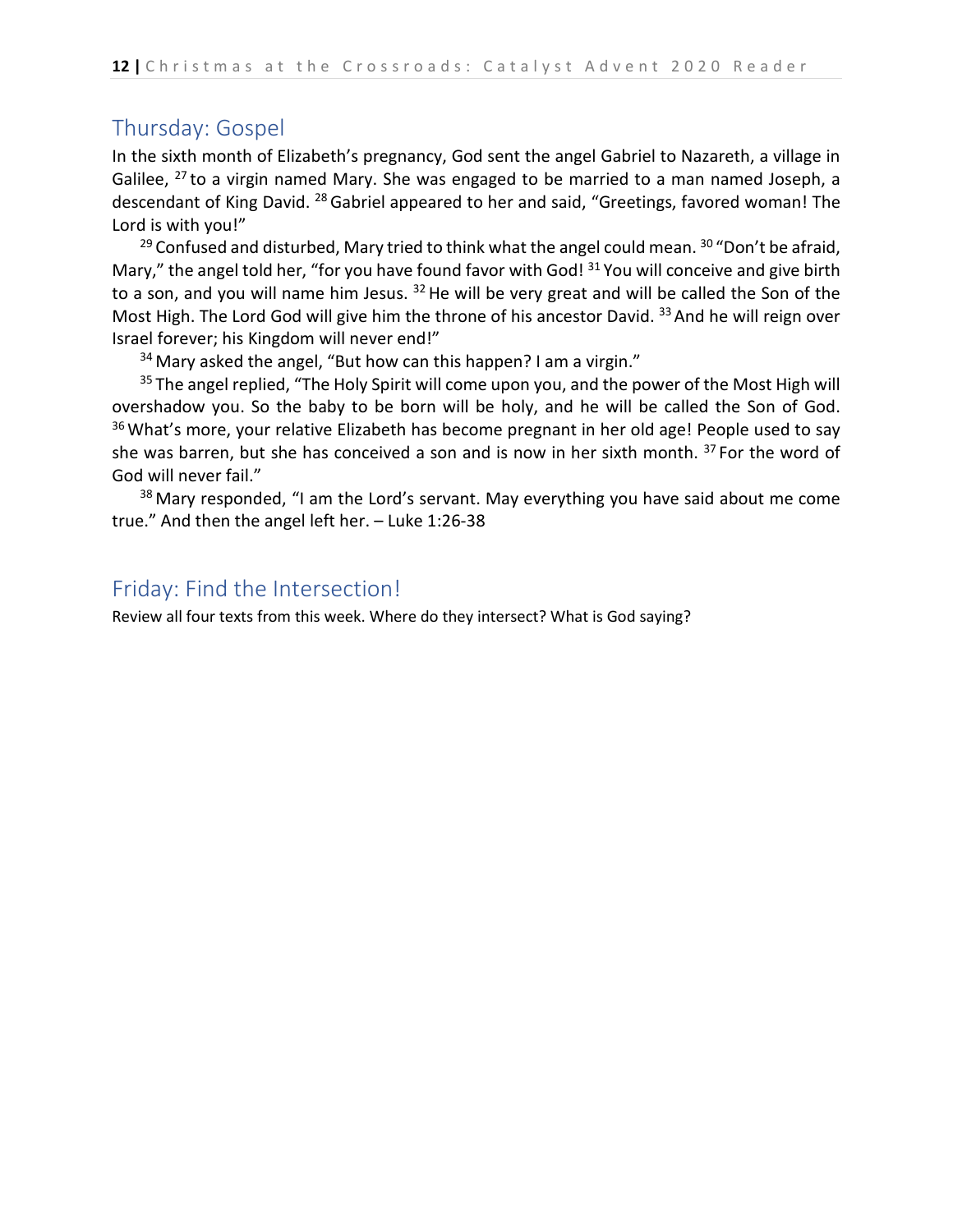## Thursday: Gospel

In the sixth month of Elizabeth's pregnancy, God sent the angel Gabriel to Nazareth, a village in Galilee, [27] to a virgin named Mary. She was engaged to be married to a man named Joseph, a descendant of King David. [28] Gabriel appeared to her and said, "Greetings, favored woman! The Lord is with you!"

[29] Confused and disturbed, Mary tried to think what the angel could mean. [30] "Don't be afraid, Mary," the angel told her, "for you have found favor with God! [31] You will conceive and give birth to a son, and you will name him Jesus. [32] He will be very great and will be called the Son of the Most High. The Lord God will give him the throne of his ancestor David. [33] And he will reign over Israel forever; his Kingdom will never end!"

[34] Mary asked the angel, "But how can this happen? I am a virgin."

[35] The angel replied, "The Holy Spirit will come upon you, and the power of the Most High will overshadow you. So the baby to be born will be holy, and he will be called the Son of God. [36] What's more, your relative Elizabeth has become pregnant in her old age! People used to say she was barren, but she has conceived a son and is now in her sixth month. [37] For the word of God will never fail."

[38] Mary responded, "I am the Lord's servant. May everything you have said about me come true." And then the angel left her. – Luke 1:26-38

## Friday: Find the Intersection!

Review all four texts from this week. Where do they intersect? What is God saying?